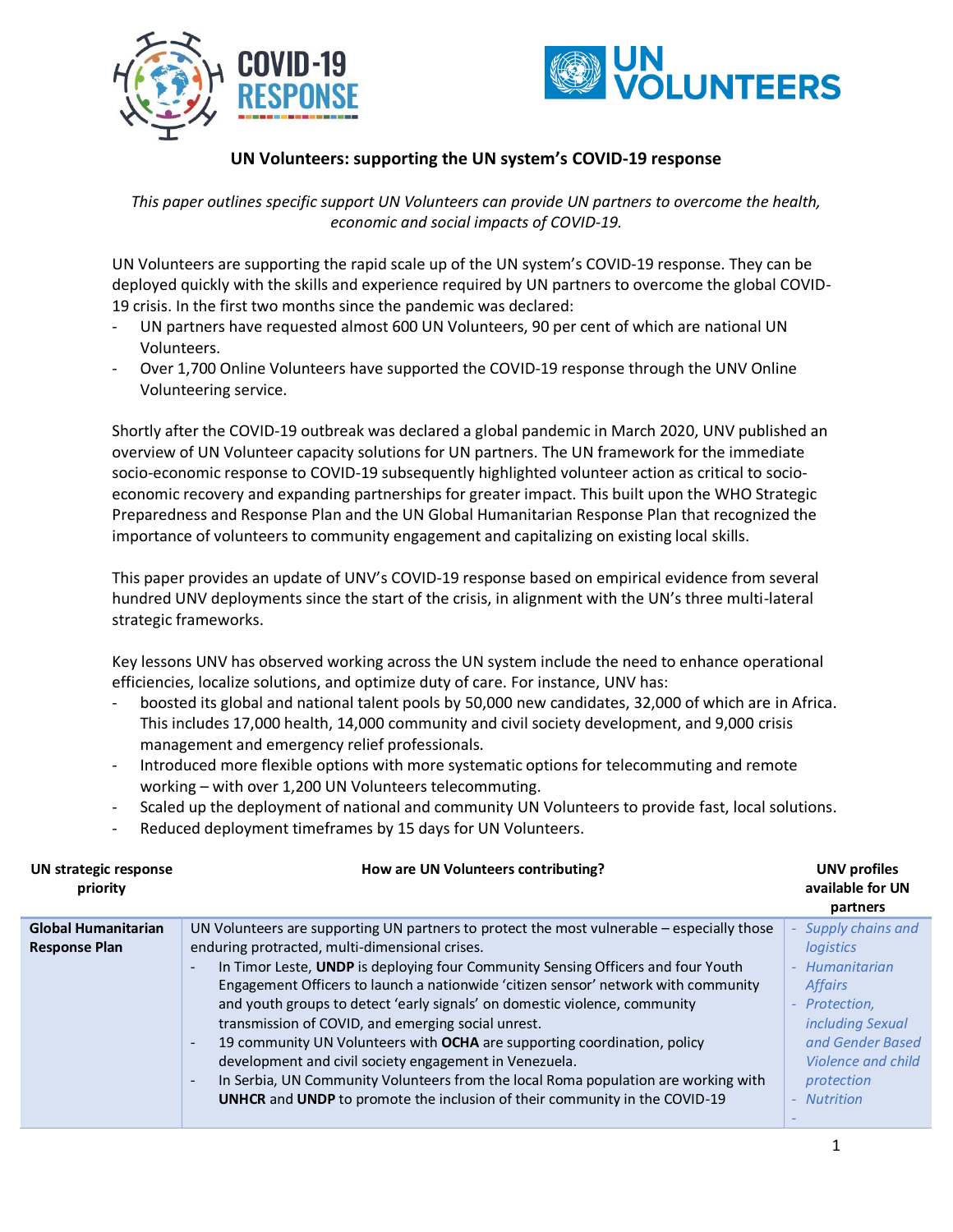## UN Volunteers: supporting the UN system's COVID-19 response

*This paper outlines specific support UN Volunteers can provide UN partners to overcome the health, economic and social impacts of COVID-19.*

UN Volunteers are supporting the rapid scale up of the UN system's COVID-19 response. They can be deployed quickly with the skills and experience required by UN partners to overcome the global COVID-19 crisis. In the first two months since the pandemic was declared:

- UN partners have requested almost 600 UN Volunteers, 90 per cent of which are national UN Volunteers.
- Over 1,700 Online Volunteers have supported the COVID-19 response through the UNV Online Volunteering service.

Shortly after the COVID-19 outbreak was declared a global pandemic in March 2020, UNV published an overview of UN Volunteer capacity solutions for UN partners. The UN framework for the immediate socio-economic response to COVID-19 subsequently highlighted volunteer action as critical to socio-economic recovery and expanding partnerships for greater impact. This built upon the WHO Strategic Preparedness and Response Plan and the UN Global Humanitarian Response Plan that recognized the importance of volunteers to community engagement and capitalizing on existing local skills.

This paper provides an update of UNV's COVID-19 response based on empirical evidence from several hundred UNV deployments since the start of the crisis, in alignment with the UN's three multi-lateral strategic frameworks.

Key lessons UNV has observed working across the UN system include the need to enhance operational efficiencies, localize solutions, and optimize duty of care. For instance, UNV has:

- boosted its global and national talent pools by 50,000 new candidates, 32,000 of which are in Africa. This includes 17,000 health, 14,000 community and civil society development, and 9,000 crisis management and emergency relief professionals.
- Introduced more flexible options with more systematic options for telecommuting and remote working – with over 1,200 UN Volunteers telecommuting.
- Scaled up the deployment of national and community UN Volunteers to provide fast, local solutions.
- Reduced deployment timeframes by 15 days for UN Volunteers.

| UN strategic response priority | How are UN Volunteers contributing? | UNV profiles available for UN partners |
|---|---|---|
| **Global Humanitarian Response Plan** | UN Volunteers are supporting UN partners to protect the most vulnerable – especially those enduring protracted, multi-dimensional crises.<br>- In Timor Leste, **UNDP** is deploying four Community Sensing Officers and four Youth Engagement Officers to launch a nationwide 'citizen sensor' network with community and youth groups to detect 'early signals' on domestic violence, community transmission of COVID, and emerging social unrest.<br>- 19 community UN Volunteers with **OCHA** are supporting coordination, policy development and civil society engagement in Venezuela.<br>- In Serbia, UN Community Volunteers from the local Roma population are working with **UNHCR** and **UNDP** to promote the inclusion of their community in the COVID-19 | - *Supply chains and logistics*<br>- *Humanitarian Affairs*<br>- *Protection, including Sexual and Gender Based Violence and child protection*<br>- *Nutrition*<br>- |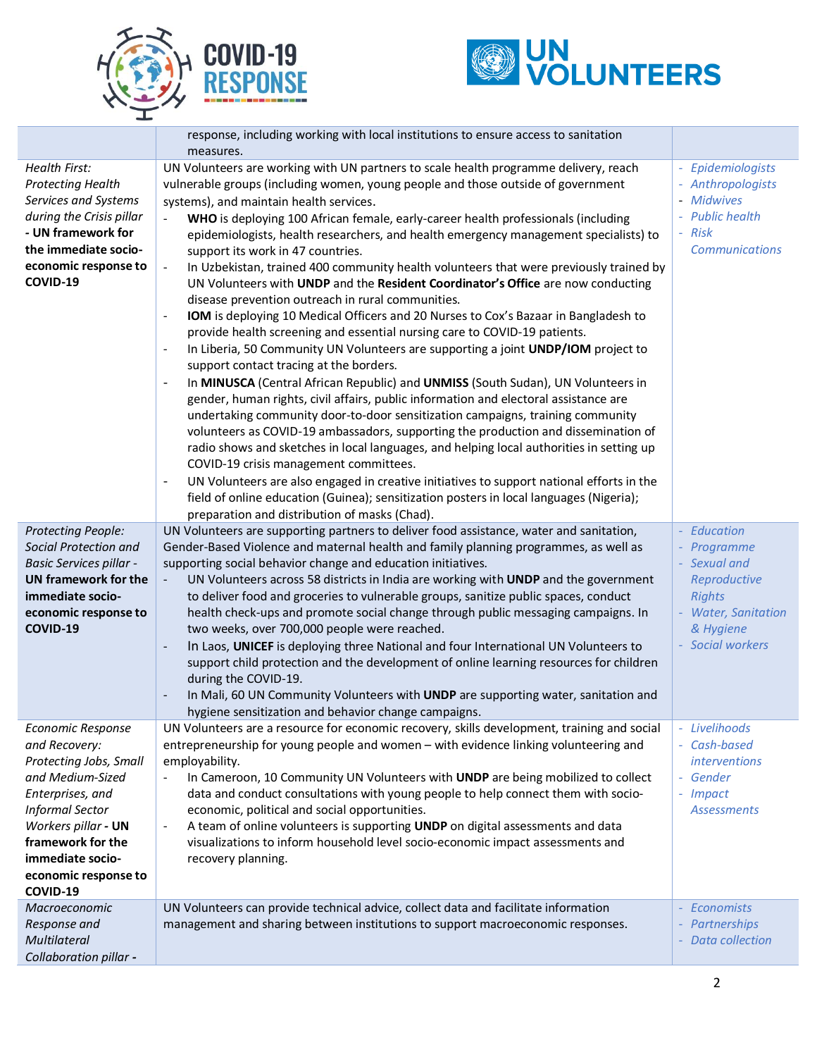| | | |
|---|---|---|
| | response, including working with local institutions to ensure access to sanitation measures. | |
| *Health First: Protecting Health Services and Systems during the Crisis pillar* **- UN framework for the immediate socio-economic response to COVID-19** | UN Volunteers are working with UN partners to scale health programme delivery, reach vulnerable groups (including women, young people and those outside of government systems), and maintain health services.<br>- **WHO** is deploying 100 African female, early-career health professionals (including epidemiologists, health researchers, and health emergency management specialists) to support its work in 47 countries.<br>- In Uzbekistan, trained 400 community health volunteers that were previously trained by UN Volunteers with **UNDP** and the **Resident Coordinator's Office** are now conducting disease prevention outreach in rural communities.<br>- **IOM** is deploying 10 Medical Officers and 20 Nurses to Cox's Bazaar in Bangladesh to provide health screening and essential nursing care to COVID-19 patients.<br>- In Liberia, 50 Community UN Volunteers are supporting a joint **UNDP/IOM** project to support contact tracing at the borders.<br>- In **MINUSCA** (Central African Republic) and **UNMISS** (South Sudan), UN Volunteers in gender, human rights, civil affairs, public information and electoral assistance are undertaking community door-to-door sensitization campaigns, training community volunteers as COVID-19 ambassadors, supporting the production and dissemination of radio shows and sketches in local languages, and helping local authorities in setting up COVID-19 crisis management committees.<br>- UN Volunteers are also engaged in creative initiatives to support national efforts in the field of online education (Guinea); sensitization posters in local languages (Nigeria); preparation and distribution of masks (Chad). | - *Epidemiologists*<br>- *Anthropologists*<br>- *Midwives*<br>- *Public health*<br>- *Risk Communications* |
| *Protecting People: Social Protection and Basic Services pillar* **- UN framework for the immediate socio-economic response to COVID-19** | UN Volunteers are supporting partners to deliver food assistance, water and sanitation, Gender-Based Violence and maternal health and family planning programmes, as well as supporting social behavior change and education initiatives.<br>- UN Volunteers across 58 districts in India are working with **UNDP** and the government to deliver food and groceries to vulnerable groups, sanitize public spaces, conduct health check-ups and promote social change through public messaging campaigns. In two weeks, over 700,000 people were reached.<br>- In Laos, **UNICEF** is deploying three National and four International UN Volunteers to support child protection and the development of online learning resources for children during the COVID-19.<br>- In Mali, 60 UN Community Volunteers with **UNDP** are supporting water, sanitation and hygiene sensitization and behavior change campaigns. | - *Education*<br>- *Programme*<br>- *Sexual and Reproductive Rights*<br>- *Water, Sanitation & Hygiene*<br>- *Social workers* |
| *Economic Response and Recovery: Protecting Jobs, Small and Medium-Sized Enterprises, and Informal Sector Workers pillar* **- UN framework for the immediate socio-economic response to COVID-19** | UN Volunteers are a resource for economic recovery, skills development, training and social entrepreneurship for young people and women – with evidence linking volunteering and employability.<br>- In Cameroon, 10 Community UN Volunteers with **UNDP** are being mobilized to collect data and conduct consultations with young people to help connect them with socio-economic, political and social opportunities.<br>- A team of online volunteers is supporting **UNDP** on digital assessments and data visualizations to inform household level socio-economic impact assessments and recovery planning. | - *Livelihoods*<br>- *Cash-based interventions*<br>- *Gender*<br>- *Impact Assessments* |
| *Macroeconomic Response and Multilateral Collaboration pillar* **-** | UN Volunteers can provide technical advice, collect data and facilitate information management and sharing between institutions to support macroeconomic responses. | - *Economists*<br>- *Partnerships*<br>- *Data collection* |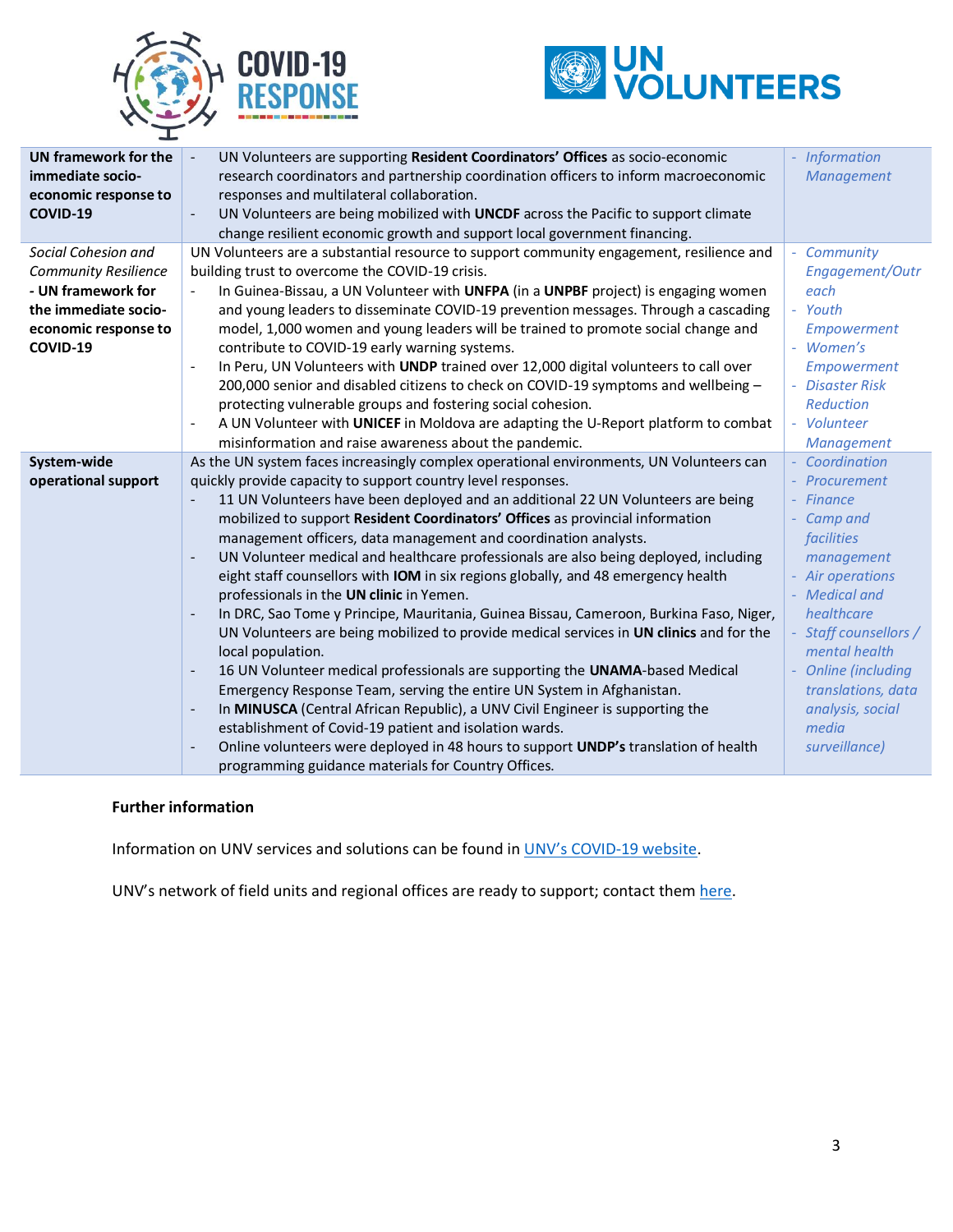| | | |
|---|---|---|
| **UN framework for the immediate socio-economic response to COVID-19** | - UN Volunteers are supporting **Resident Coordinators' Offices** as socio-economic research coordinators and partnership coordination officers to inform macroeconomic responses and multilateral collaboration.<br>- UN Volunteers are being mobilized with **UNCDF** across the Pacific to support climate change resilient economic growth and support local government financing. | *- Information Management* |
| *Social Cohesion and Community Resilience* **- UN framework for the immediate socio-economic response to COVID-19** | UN Volunteers are a substantial resource to support community engagement, resilience and building trust to overcome the COVID-19 crisis.<br>- In Guinea-Bissau, a UN Volunteer with **UNFPA** (in a **UNPBF** project) is engaging women and young leaders to disseminate COVID-19 prevention messages. Through a cascading model, 1,000 women and young leaders will be trained to promote social change and contribute to COVID-19 early warning systems.<br>- In Peru, UN Volunteers with **UNDP** trained over 12,000 digital volunteers to call over 200,000 senior and disabled citizens to check on COVID-19 symptoms and wellbeing – protecting vulnerable groups and fostering social cohesion.<br>- A UN Volunteer with **UNICEF** in Moldova are adapting the U-Report platform to combat misinformation and raise awareness about the pandemic. | *- Community Engagement/Outreach*<br>*- Youth Empowerment*<br>*- Women's Empowerment*<br>*- Disaster Risk Reduction*<br>*- Volunteer Management* |
| **System-wide operational support** | As the UN system faces increasingly complex operational environments, UN Volunteers can quickly provide capacity to support country level responses.<br>- 11 UN Volunteers have been deployed and an additional 22 UN Volunteers are being mobilized to support **Resident Coordinators' Offices** as provincial information management officers, data management and coordination analysts.<br>- UN Volunteer medical and healthcare professionals are also being deployed, including eight staff counsellors with **IOM** in six regions globally, and 48 emergency health professionals in the **UN clinic** in Yemen.<br>- In DRC, Sao Tome y Principe, Mauritania, Guinea Bissau, Cameroon, Burkina Faso, Niger, UN Volunteers are being mobilized to provide medical services in **UN clinics** and for the local population.<br>- 16 UN Volunteer medical professionals are supporting the **UNAMA**-based Medical Emergency Response Team, serving the entire UN System in Afghanistan.<br>- In **MINUSCA** (Central African Republic), a UNV Civil Engineer is supporting the establishment of Covid-19 patient and isolation wards.<br>- Online volunteers were deployed in 48 hours to support **UNDP's** translation of health programming guidance materials for Country Offices. | *- Coordination*<br>*- Procurement*<br>*- Finance*<br>*- Camp and facilities management*<br>*- Air operations*<br>*- Medical and healthcare*<br>*- Staff counsellors / mental health*<br>*- Online (including translations, data analysis, social media surveillance)* |

**Further information**

Information on UNV services and solutions can be found in [UNV's COVID-19 website](#).

UNV's network of field units and regional offices are ready to support; contact them [here](#).